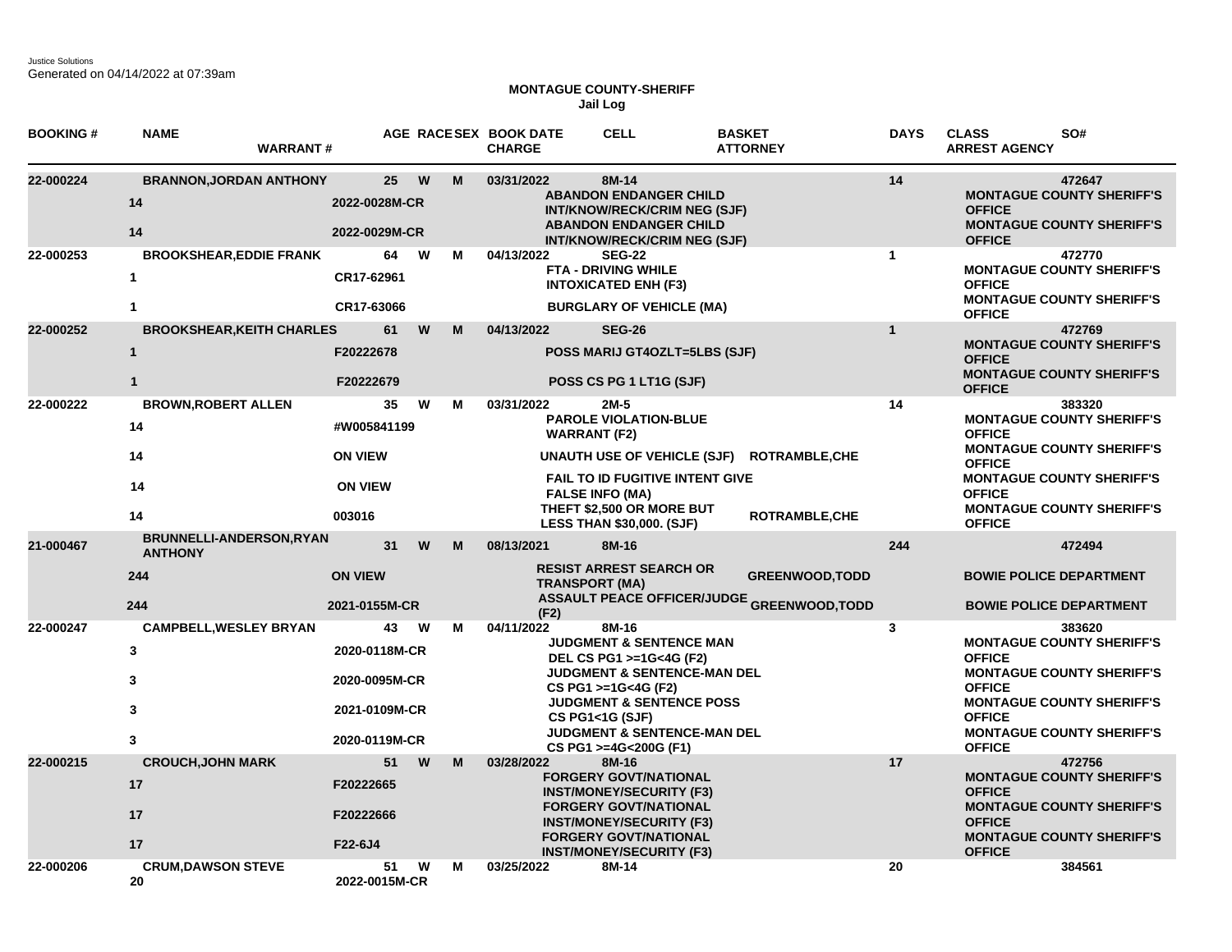Justice Solutions
Generated on 04/14/2022 at 07:39am

**MONTAGUE COUNTY-SHERIFF**
**Jail Log**

| BOOKING # | NAME / WARRANT # | AGE | RACE | SEX | BOOK DATE / CHARGE | CELL | BASKET / ATTORNEY | DAYS | CLASS / ARREST AGENCY | SO# |
|---|---|---|---|---|---|---|---|---|---|---|
| 22-000224 | BRANNON,JORDAN ANTHONY | 25 | W | M | 03/31/2022 | 8M-14 | | 14 | | 472647 |
| | 14 / 2022-0028M-CR | | | | ABANDON ENDANGER CHILD INT/KNOW/RECK/CRIM NEG (SJF) | | | | MONTAGUE COUNTY SHERIFF'S OFFICE | |
| | 14 / 2022-0029M-CR | | | | ABANDON ENDANGER CHILD INT/KNOW/RECK/CRIM NEG (SJF) | | | | MONTAGUE COUNTY SHERIFF'S OFFICE | |
| 22-000253 | BROOKSHEAR,EDDIE FRANK | 64 | W | M | 04/13/2022 | SEG-22 | | 1 | | 472770 |
| | 1 / CR17-62961 | | | | FTA - DRIVING WHILE INTOXICATED ENH (F3) | | | | MONTAGUE COUNTY SHERIFF'S OFFICE | |
| | 1 / CR17-63066 | | | | BURGLARY OF VEHICLE (MA) | | | | MONTAGUE COUNTY SHERIFF'S OFFICE | |
| 22-000252 | BROOKSHEAR,KEITH CHARLES | 61 | W | M | 04/13/2022 | SEG-26 | | 1 | | 472769 |
| | 1 / F20222678 | | | | POSS MARIJ GT4OZLT=5LBS (SJF) | | | | MONTAGUE COUNTY SHERIFF'S OFFICE | |
| | 1 / F20222679 | | | | POSS CS PG 1 LT1G (SJF) | | | | MONTAGUE COUNTY SHERIFF'S OFFICE | |
| 22-000222 | BROWN,ROBERT ALLEN | 35 | W | M | 03/31/2022 | 2M-5 | | 14 | | 383320 |
| | 14 / #W005841199 | | | | PAROLE VIOLATION-BLUE WARRANT (F2) | | | | MONTAGUE COUNTY SHERIFF'S OFFICE | |
| | 14 / ON VIEW | | | | UNAUTH USE OF VEHICLE (SJF) | | ROTRAMBLE,CHE | | MONTAGUE COUNTY SHERIFF'S OFFICE | |
| | 14 / ON VIEW | | | | FAIL TO ID FUGITIVE INTENT GIVE FALSE INFO (MA) | | | | MONTAGUE COUNTY SHERIFF'S OFFICE | |
| | 14 / 003016 | | | | THEFT $2,500 OR MORE BUT LESS THAN $30,000. (SJF) | | ROTRAMBLE,CHE | | MONTAGUE COUNTY SHERIFF'S OFFICE | |
| 21-000467 | BRUNNELLI-ANDERSON,RYAN ANTHONY | 31 | W | M | 08/13/2021 | 8M-16 | | 244 | | 472494 |
| | 244 / ON VIEW | | | | RESIST ARREST SEARCH OR TRANSPORT (MA) | | GREENWOOD,TODD | | BOWIE POLICE DEPARTMENT | |
| | 244 / 2021-0155M-CR | | | | ASSAULT PEACE OFFICER/JUDGE (F2) | | GREENWOOD,TODD | | BOWIE POLICE DEPARTMENT | |
| 22-000247 | CAMPBELL,WESLEY BRYAN | 43 | W | M | 04/11/2022 | 8M-16 | | 3 | | 383620 |
| | 3 / 2020-0118M-CR | | | | JUDGMENT & SENTENCE MAN DEL CS PG1 >=1G<4G (F2) | | | | MONTAGUE COUNTY SHERIFF'S OFFICE | |
| | 3 / 2020-0095M-CR | | | | JUDGMENT & SENTENCE-MAN DEL CS PG1 >=1G<4G (F2) | | | | MONTAGUE COUNTY SHERIFF'S OFFICE | |
| | 3 / 2021-0109M-CR | | | | JUDGMENT & SENTENCE POSS CS PG1<1G (SJF) | | | | MONTAGUE COUNTY SHERIFF'S OFFICE | |
| | 3 / 2020-0119M-CR | | | | JUDGMENT & SENTENCE-MAN DEL CS PG1 >=4G<200G (F1) | | | | MONTAGUE COUNTY SHERIFF'S OFFICE | |
| 22-000215 | CROUCH,JOHN MARK | 51 | W | M | 03/28/2022 | 8M-16 | | 17 | | 472756 |
| | 17 / F20222665 | | | | FORGERY GOVT/NATIONAL INST/MONEY/SECURITY (F3) | | | | MONTAGUE COUNTY SHERIFF'S OFFICE | |
| | 17 / F20222666 | | | | FORGERY GOVT/NATIONAL INST/MONEY/SECURITY (F3) | | | | MONTAGUE COUNTY SHERIFF'S OFFICE | |
| | 17 / F22-6J4 | | | | FORGERY GOVT/NATIONAL INST/MONEY/SECURITY (F3) | | | | MONTAGUE COUNTY SHERIFF'S OFFICE | |
| 22-000206 | CRUM,DAWSON STEVE | 51 | W | M | 03/25/2022 | 8M-14 | | 20 | | 384561 |
| | 20 / 2022-0015M-CR | | | | | | | | | |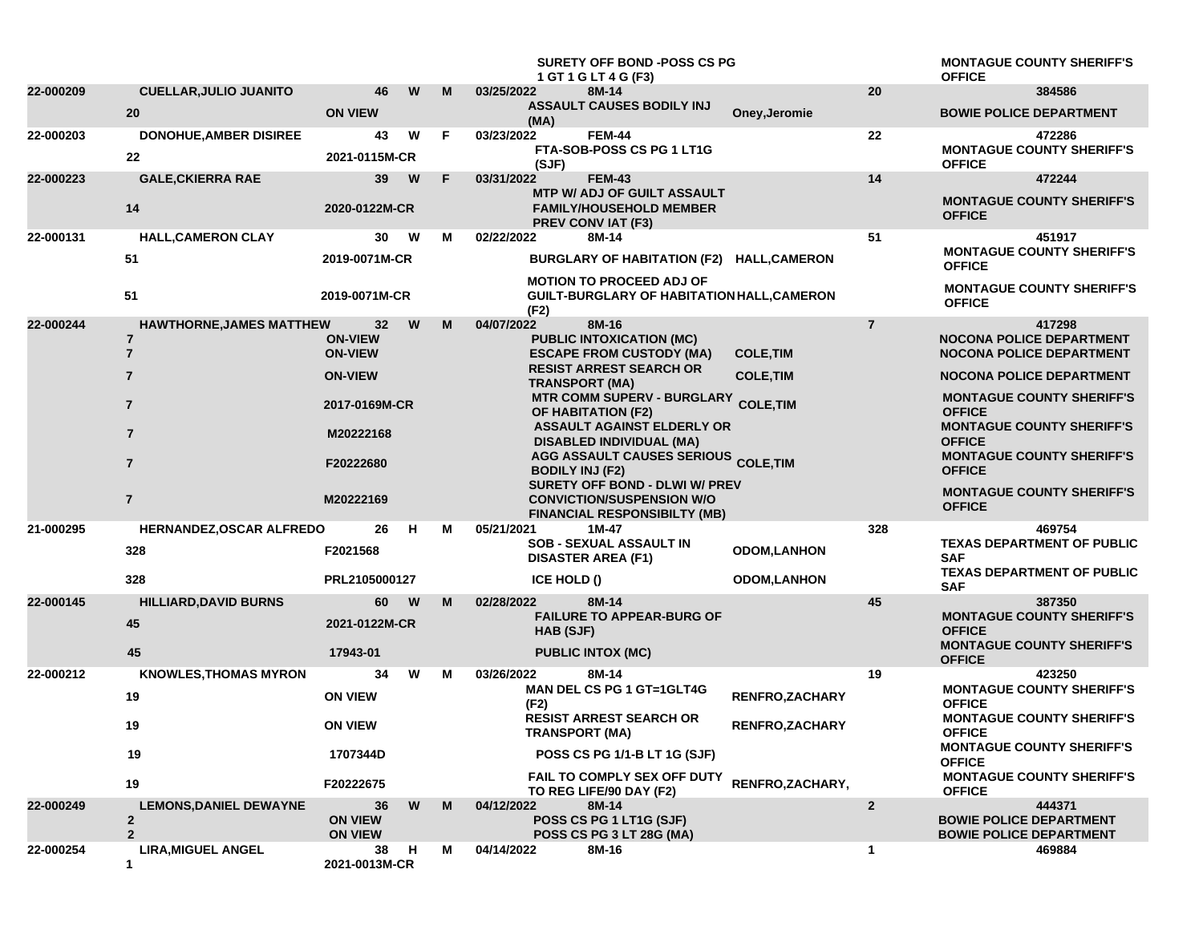| | | | | | | | | | |
|---|---|---|---|---|---|---|---|---|---|
| | | | | | | SURETY OFF BOND -POSS CS PG 1 GT 1 G LT 4 G (F3) | | | MONTAGUE COUNTY SHERIFF'S OFFICE |
| 22-000209 | CUELLAR,JULIO JUANITO | 46 | W | M | 03/25/2022 | 8M-14 | | 20 | 384586 |
| | 20 | ON VIEW | | | | ASSAULT CAUSES BODILY INJ (MA) | Oney,Jeromie | | BOWIE POLICE DEPARTMENT |
| 22-000203 | DONOHUE,AMBER DISIREE | 43 | W | F | 03/23/2022 | FEM-44 | | 22 | 472286 |
| | 22 | 2021-0115M-CR | | | | FTA-SOB-POSS CS PG 1 LT1G (SJF) | | | MONTAGUE COUNTY SHERIFF'S OFFICE |
| 22-000223 | GALE,CKIERRA RAE | 39 | W | F | 03/31/2022 | FEM-43 | | 14 | 472244 |
| | 14 | 2020-0122M-CR | | | | MTP W/ ADJ OF GUILT ASSAULT FAMILY/HOUSEHOLD MEMBER PREV CONV IAT (F3) | | | MONTAGUE COUNTY SHERIFF'S OFFICE |
| 22-000131 | HALL,CAMERON CLAY | 30 | W | M | 02/22/2022 | 8M-14 | | 51 | 451917 |
| | 51 | 2019-0071M-CR | | | | BURGLARY OF HABITATION (F2) | HALL,CAMERON | | MONTAGUE COUNTY SHERIFF'S OFFICE |
| | 51 | 2019-0071M-CR | | | | MOTION TO PROCEED ADJ OF GUILT-BURGLARY OF HABITATION (F2) | HALL,CAMERON | | MONTAGUE COUNTY SHERIFF'S OFFICE |
| 22-000244 | HAWTHORNE,JAMES MATTHEW | 32 | W | M | 04/07/2022 | 8M-16 | | 7 | 417298 |
| | 7 | ON-VIEW | | | | PUBLIC INTOXICATION (MC) | | | NOCONA POLICE DEPARTMENT |
| | 7 | ON-VIEW | | | | ESCAPE FROM CUSTODY (MA) | COLE,TIM | | NOCONA POLICE DEPARTMENT |
| | 7 | ON-VIEW | | | | RESIST ARREST SEARCH OR TRANSPORT (MA) | COLE,TIM | | NOCONA POLICE DEPARTMENT |
| | 7 | 2017-0169M-CR | | | | MTR COMM SUPERV - BURGLARY OF HABITATION (F2) | COLE,TIM | | MONTAGUE COUNTY SHERIFF'S OFFICE |
| | 7 | M20222168 | | | | ASSAULT AGAINST ELDERLY OR DISABLED INDIVIDUAL (MA) | | | MONTAGUE COUNTY SHERIFF'S OFFICE |
| | 7 | F20222680 | | | | AGG ASSAULT CAUSES SERIOUS BODILY INJ (F2) | COLE,TIM | | MONTAGUE COUNTY SHERIFF'S OFFICE |
| | 7 | M20222169 | | | | SURETY OFF BOND - DLWI W/ PREV CONVICTION/SUSPENSION W/O FINANCIAL RESPONSIBILTY (MB) | | | MONTAGUE COUNTY SHERIFF'S OFFICE |
| 21-000295 | HERNANDEZ,OSCAR ALFREDO | 26 | H | M | 05/21/2021 | 1M-47 | | 328 | 469754 |
| | 328 | F2021568 | | | | SOB - SEXUAL ASSAULT IN DISASTER AREA (F1) | ODOM,LANHON | | TEXAS DEPARTMENT OF PUBLIC SAF |
| | 328 | PRL2105000127 | | | | ICE HOLD () | ODOM,LANHON | | TEXAS DEPARTMENT OF PUBLIC SAF |
| 22-000145 | HILLIARD,DAVID BURNS | 60 | W | M | 02/28/2022 | 8M-14 | | 45 | 387350 |
| | 45 | 2021-0122M-CR | | | | FAILURE TO APPEAR-BURG OF HAB (SJF) | | | MONTAGUE COUNTY SHERIFF'S OFFICE |
| | 45 | 17943-01 | | | | PUBLIC INTOX (MC) | | | MONTAGUE COUNTY SHERIFF'S OFFICE |
| 22-000212 | KNOWLES,THOMAS MYRON | 34 | W | M | 03/26/2022 | 8M-14 | | 19 | 423250 |
| | 19 | ON VIEW | | | | MAN DEL CS PG 1 GT=1GLT4G (F2) | RENFRO,ZACHARY | | MONTAGUE COUNTY SHERIFF'S OFFICE |
| | 19 | ON VIEW | | | | RESIST ARREST SEARCH OR TRANSPORT (MA) | RENFRO,ZACHARY | | MONTAGUE COUNTY SHERIFF'S OFFICE |
| | 19 | 1707344D | | | | POSS CS PG 1/1-B LT 1G (SJF) | | | MONTAGUE COUNTY SHERIFF'S OFFICE |
| | 19 | F20222675 | | | | FAIL TO COMPLY SEX OFF DUTY TO REG LIFE/90 DAY (F2) | RENFRO,ZACHARY, | | MONTAGUE COUNTY SHERIFF'S OFFICE |
| 22-000249 | LEMONS,DANIEL DEWAYNE | 36 | W | M | 04/12/2022 | 8M-14 | | 2 | 444371 |
| | 2 | ON VIEW | | | | POSS CS PG 1 LT1G (SJF) | | | BOWIE POLICE DEPARTMENT |
| | 2 | ON VIEW | | | | POSS CS PG 3 LT 28G (MA) | | | BOWIE POLICE DEPARTMENT |
| 22-000254 | LIRA,MIGUEL ANGEL | 38 | H | M | 04/14/2022 | 8M-16 | | 1 | 469884 |
| | 1 | 2021-0013M-CR | | | | | | | |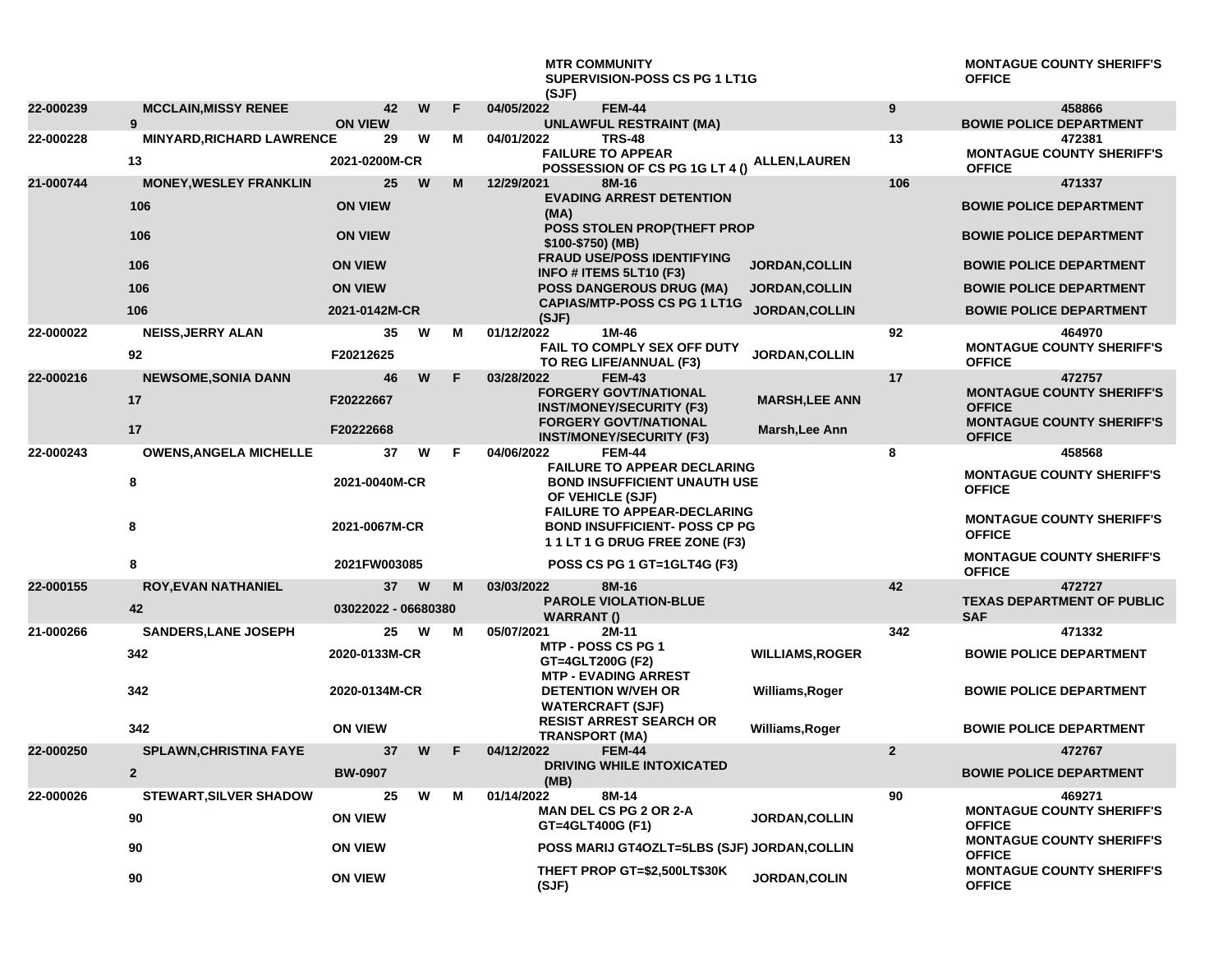| | | | | | | | | | |
|---|---|---|---|---|---|---|---|---|---|
| | | | | | | MTR COMMUNITY SUPERVISION-POSS CS PG 1 LT1G (SJF) | | | MONTAGUE COUNTY SHERIFF'S OFFICE |
| 22-000239 | MCCLAIN,MISSY RENEE | 42 | W | F | 04/05/2022 | FEM-44 | | 9 | 458866 |
| | 9 | ON VIEW | | | | UNLAWFUL RESTRAINT (MA) | | | BOWIE POLICE DEPARTMENT |
| 22-000228 | MINYARD,RICHARD LAWRENCE | 29 | W | M | 04/01/2022 | TRS-48 | | 13 | 472381 |
| | 13 | 2021-0200M-CR | | | | FAILURE TO APPEAR POSSESSION OF CS PG 1G LT 4 () | ALLEN,LAUREN | | MONTAGUE COUNTY SHERIFF'S OFFICE |
| 21-000744 | MONEY,WESLEY FRANKLIN | 25 | W | M | 12/29/2021 | 8M-16 | | 106 | 471337 |
| | 106 | ON VIEW | | | | EVADING ARREST DETENTION (MA) | | | BOWIE POLICE DEPARTMENT |
| | 106 | ON VIEW | | | | POSS STOLEN PROP(THEFT PROP $100-$750) (MB) | | | BOWIE POLICE DEPARTMENT |
| | 106 | ON VIEW | | | | FRAUD USE/POSS IDENTIFYING INFO # ITEMS 5LT10 (F3) | JORDAN,COLLIN | | BOWIE POLICE DEPARTMENT |
| | 106 | ON VIEW | | | | POSS DANGEROUS DRUG (MA) | JORDAN,COLLIN | | BOWIE POLICE DEPARTMENT |
| | 106 | 2021-0142M-CR | | | | CAPIAS/MTP-POSS CS PG 1 LT1G (SJF) | JORDAN,COLLIN | | BOWIE POLICE DEPARTMENT |
| 22-000022 | NEISS,JERRY ALAN | 35 | W | M | 01/12/2022 | 1M-46 | | 92 | 464970 |
| | 92 | F20212625 | | | | FAIL TO COMPLY SEX OFF DUTY TO REG LIFE/ANNUAL (F3) | JORDAN,COLLIN | | MONTAGUE COUNTY SHERIFF'S OFFICE |
| 22-000216 | NEWSOME,SONIA DANN | 46 | W | F | 03/28/2022 | FEM-43 | | 17 | 472757 |
| | 17 | F20222667 | | | | FORGERY GOVT/NATIONAL INST/MONEY/SECURITY (F3) | MARSH,LEE ANN | | MONTAGUE COUNTY SHERIFF'S OFFICE |
| | 17 | F20222668 | | | | FORGERY GOVT/NATIONAL INST/MONEY/SECURITY (F3) | Marsh,Lee Ann | | MONTAGUE COUNTY SHERIFF'S OFFICE |
| 22-000243 | OWENS,ANGELA MICHELLE | 37 | W | F | 04/06/2022 | FEM-44 | | 8 | 458568 |
| | 8 | 2021-0040M-CR | | | | FAILURE TO APPEAR DECLARING BOND INSUFFICIENT UNAUTH USE OF VEHICLE (SJF) | | | MONTAGUE COUNTY SHERIFF'S OFFICE |
| | 8 | 2021-0067M-CR | | | | FAILURE TO APPEAR-DECLARING BOND INSUFFICIENT- POSS CP PG 1 1 LT 1 G DRUG FREE ZONE (F3) | | | MONTAGUE COUNTY SHERIFF'S OFFICE |
| | 8 | 2021FW003085 | | | | POSS CS PG 1 GT=1GLT4G (F3) | | | MONTAGUE COUNTY SHERIFF'S OFFICE |
| 22-000155 | ROY,EVAN NATHANIEL | 37 | W | M | 03/03/2022 | 8M-16 | | 42 | 472727 |
| | 42 | 03022022 - 06680380 | | | | PAROLE VIOLATION-BLUE WARRANT () | | | TEXAS DEPARTMENT OF PUBLIC SAF |
| 21-000266 | SANDERS,LANE JOSEPH | 25 | W | M | 05/07/2021 | 2M-11 | | 342 | 471332 |
| | 342 | 2020-0133M-CR | | | | MTP - POSS CS PG 1 GT=4GLT200G (F2) | WILLIAMS,ROGER | | BOWIE POLICE DEPARTMENT |
| | 342 | 2020-0134M-CR | | | | MTP - EVADING ARREST DETENTION W/VEH OR WATERCRAFT (SJF) | Williams,Roger | | BOWIE POLICE DEPARTMENT |
| | 342 | ON VIEW | | | | RESIST ARREST SEARCH OR TRANSPORT (MA) | Williams,Roger | | BOWIE POLICE DEPARTMENT |
| 22-000250 | SPLAWN,CHRISTINA FAYE | 37 | W | F | 04/12/2022 | FEM-44 | | 2 | 472767 |
| | 2 | BW-0907 | | | | DRIVING WHILE INTOXICATED (MB) | | | BOWIE POLICE DEPARTMENT |
| 22-000026 | STEWART,SILVER SHADOW | 25 | W | M | 01/14/2022 | 8M-14 | | 90 | 469271 |
| | 90 | ON VIEW | | | | MAN DEL CS PG 2 OR 2-A GT=4GLT400G (F1) | JORDAN,COLLIN | | MONTAGUE COUNTY SHERIFF'S OFFICE |
| | 90 | ON VIEW | | | | POSS MARIJ GT4OZLT=5LBS (SJF) | JORDAN,COLLIN | | MONTAGUE COUNTY SHERIFF'S OFFICE |
| | 90 | ON VIEW | | | | THEFT PROP GT=$2,500LT$30K (SJF) | JORDAN,COLIN | | MONTAGUE COUNTY SHERIFF'S OFFICE |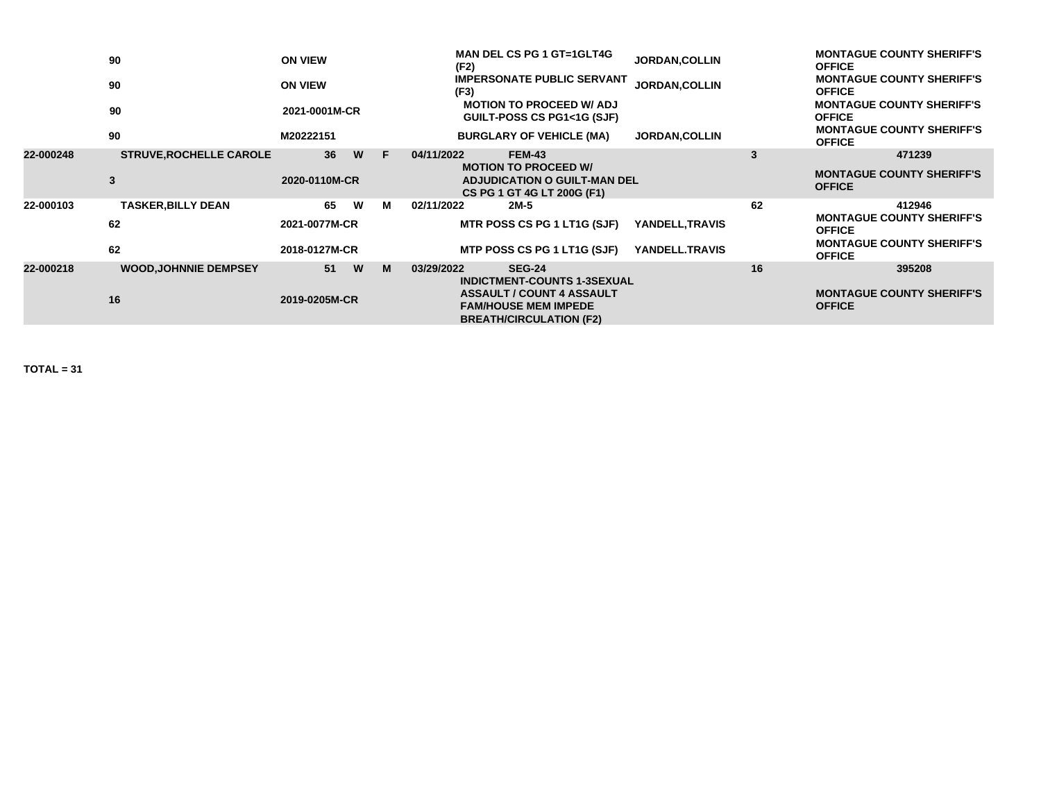| | | | | | | | | | |
|---|---|---|---|---|---|---|---|---|---|
| | 90 | ON VIEW | | | | MAN DEL CS PG 1 GT=1GLT4G (F2) | JORDAN,COLLIN | | MONTAGUE COUNTY SHERIFF'S OFFICE |
| | 90 | ON VIEW | | | | IMPERSONATE PUBLIC SERVANT (F3) | JORDAN,COLLIN | | MONTAGUE COUNTY SHERIFF'S OFFICE |
| | 90 | 2021-0001M-CR | | | | MOTION TO PROCEED W/ ADJ GUILT-POSS CS PG1<1G (SJF) | | | MONTAGUE COUNTY SHERIFF'S OFFICE |
| | 90 | M20222151 | | | | BURGLARY OF VEHICLE (MA) | JORDAN,COLLIN | | MONTAGUE COUNTY SHERIFF'S OFFICE |
| 22-000248 | STRUVE,ROCHELLE CAROLE | 36 | W | F | 04/11/2022 | FEM-43 | | 3 | 471239 |
| | 3 | 2020-0110M-CR | | | | MOTION TO PROCEED W/ ADJUDICATION O GUILT-MAN DEL CS PG 1 GT 4G LT 200G (F1) | | | MONTAGUE COUNTY SHERIFF'S OFFICE |
| 22-000103 | TASKER,BILLY DEAN | 65 | W | M | 02/11/2022 | 2M-5 | | 62 | 412946 |
| | 62 | 2021-0077M-CR | | | | MTR POSS CS PG 1 LT1G (SJF) | YANDELL,TRAVIS | | MONTAGUE COUNTY SHERIFF'S OFFICE |
| | 62 | 2018-0127M-CR | | | | MTP POSS CS PG 1 LT1G (SJF) | YANDELL.TRAVIS | | MONTAGUE COUNTY SHERIFF'S OFFICE |
| 22-000218 | WOOD,JOHNNIE DEMPSEY | 51 | W | M | 03/29/2022 | SEG-24 | | 16 | 395208 |
| | 16 | 2019-0205M-CR | | | | INDICTMENT-COUNTS 1-3SEXUAL ASSAULT / COUNT 4 ASSAULT FAM/HOUSE MEM IMPEDE BREATH/CIRCULATION (F2) | | | MONTAGUE COUNTY SHERIFF'S OFFICE |

**TOTAL = 31**